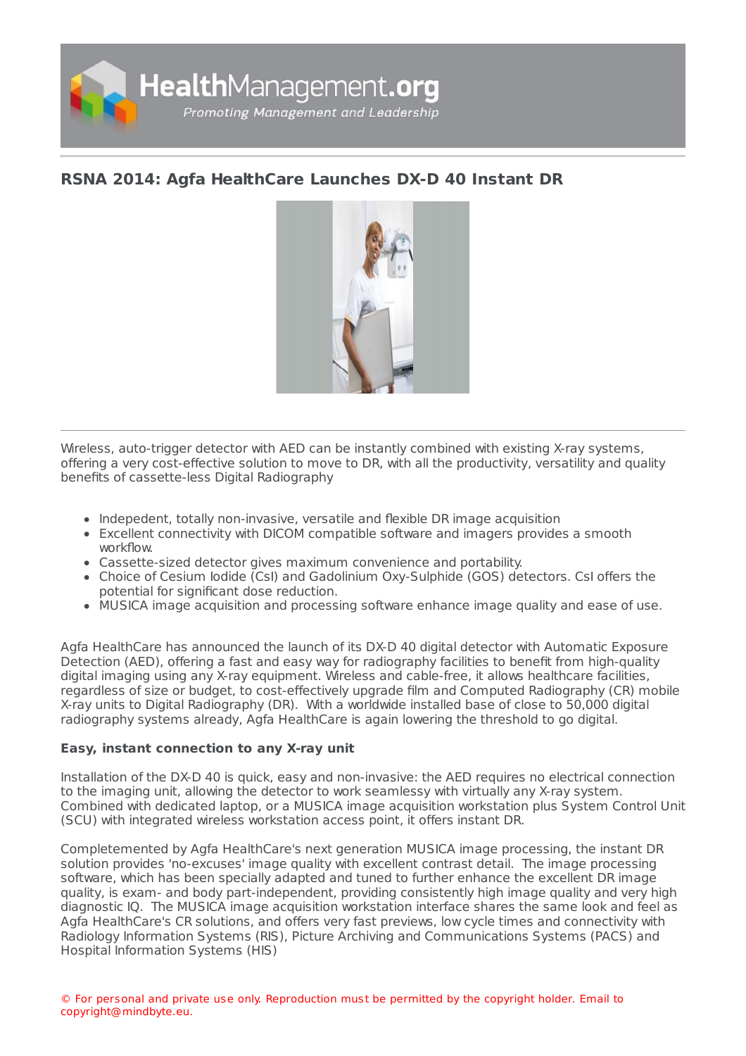# RSNA 2014: Agfa HealthCare Launches DX-D 40 Instant DR

Wireless, auto-trigger detector with AED can be instantly combined with existing X-ray systems, offering a very cost-effective solution to move to DR, with all the productivity, versatility and quality benefits of cassette-less Digital Radiography

- Indepedent, totally non-invasive, versatile and flexible DR image acquisition
- Excellent connectivity with DICOM compatible software and imagers provides a smooth workflow.
- Cassette-sized detector gives maximum convenience and portability.
- Choice of Cesium Iodide (CsI) and Gadolinium Oxy-Sulphide (GOS) detectors. CsI offers the potential for significant dose reduction.
- MUSICA image acquisition and processing software enhance image quality and ease of use.

Agfa HealthCare has announced the launch of its DX-D 40 digital detector with Automatic Exposure Detection (AED), offering a fast and easy way for radiography facilities to benefit from high-quality digital imaging using any X-ray equipment. Wireless and cable-free, it allows healthcare facilities, regardless of size or budget, to cost-effectively upgrade film and Computed Radiography (CR) mobile X-ray units to Digital Radiography (DR). With a worldwide installed base of close to 50,000 digital radiography systems already, Agfa HealthCare is again lowering the threshold to go digital.

**Easy, instant connection to any X-ray unit**

Installation of the DX-D 40 is quick, easy and non-invasive: the AED requires no electrical connection to the imaging unit, allowing the detector to work seamlessly with virtually any X-ray system. Combined with dedicated laptop, or a MUSICA image acquisition workstation plus System Control Unit (SCU) with integrated wireless workstation access point, it offers instant DR.

Completemented by Agfa HealthCare's next generation MUSICA image processing, the instant DR solution provides 'no-excuses' image quality with excellent contrast detail. The image processing software, which has been specially adapted and tuned to further enhance the excellent DR image quality, is exam- and body part-independent, providing consistently high image quality and very high diagnostic IQ. The MUSICA image acquisition workstation interface shares the same look and feel as Agfa HealthCare's CR solutions, and offers very fast previews, low cycle times and connectivity with Radiology Information Systems (RIS), Picture Archiving and Communications Systems (PACS) and Hospital Information Systems (HIS)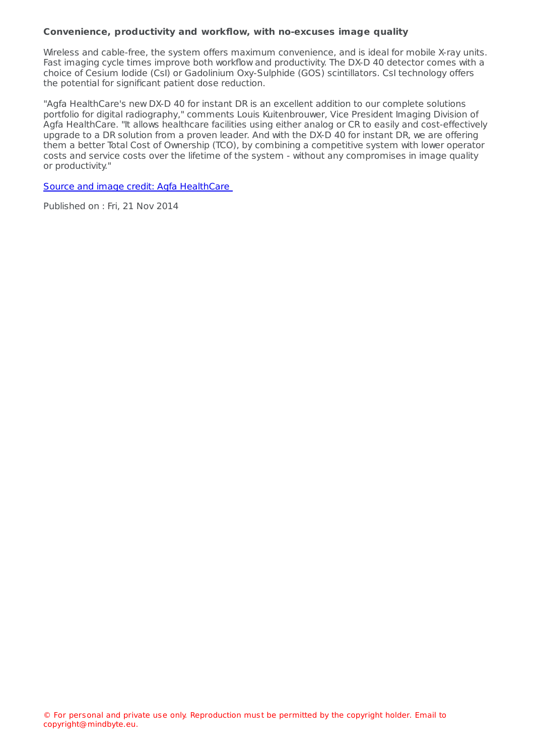**Convenience, productivity and workflow, with no-excuses image quality**

Wireless and cable-free, the system offers maximum convenience, and is ideal for mobile X-ray units. Fast imaging cycle times improve both workflow and productivity. The DX-D 40 detector comes with a choice of Cesium Iodide (CsI) or Gadolinium Oxy-Sulphide (GOS) scintillators. CsI technology offers the potential for significant patient dose reduction.

"Agfa HealthCare's new DX-D 40 for instant DR is an excellent addition to our complete solutions portfolio for digital radiography," comments Louis Kuitenbrouwer, Vice President Imaging Division of Agfa HealthCare. "It allows healthcare facilities using either analog or CR to easily and cost-effectively upgrade to a DR solution from a proven leader. And with the DX-D 40 for instant DR, we are offering them a better Total Cost of Ownership (TCO), by combining a competitive system with lower operator costs and service costs over the lifetime of the system - without any compromises in image quality or productivity."

Source and image credit: Agfa HealthCare

Published on : Fri, 21 Nov 2014

© For personal and private use only. Reproduction must be permitted by the copyright holder. Email to copyright@mindbyte.eu.